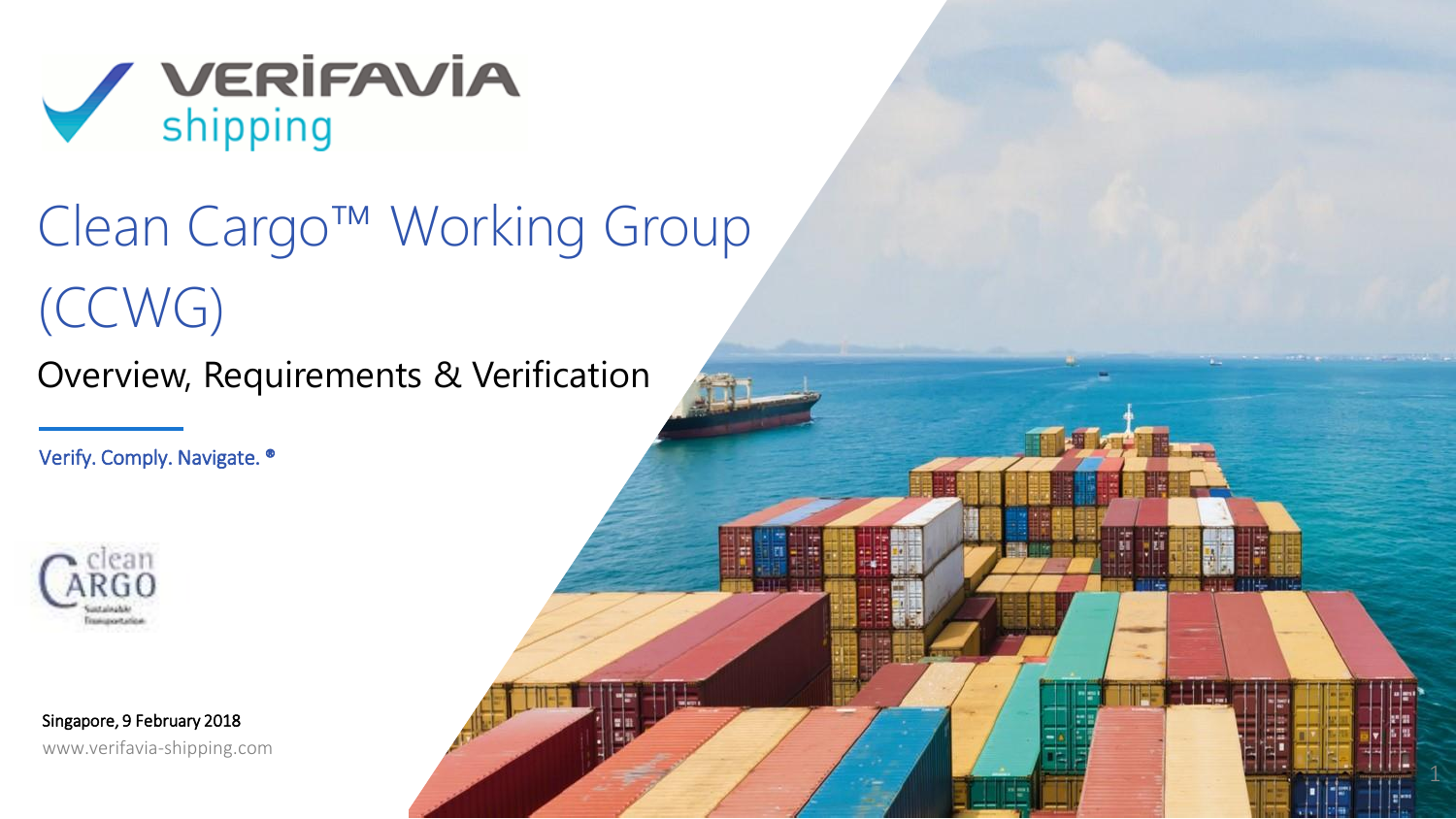VERIFAVIA shipping

# Clean Cargo™ Working Group (CCWG)

## Overview, Requirements & Verification

Verify. Comply. Navigate. ®

clean CARGO Sustainable Transportation

Singapore, 9 February 2018

www.verifavia-shipping.com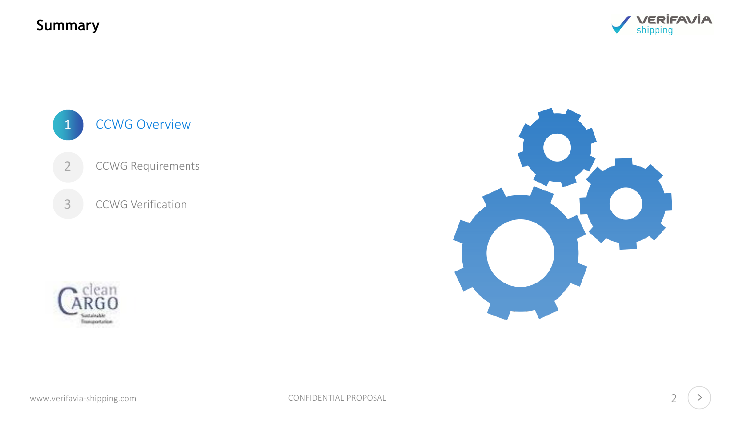# Summary

1. CCWG Overview
2. CCWG Requirements
3. CCWG Verification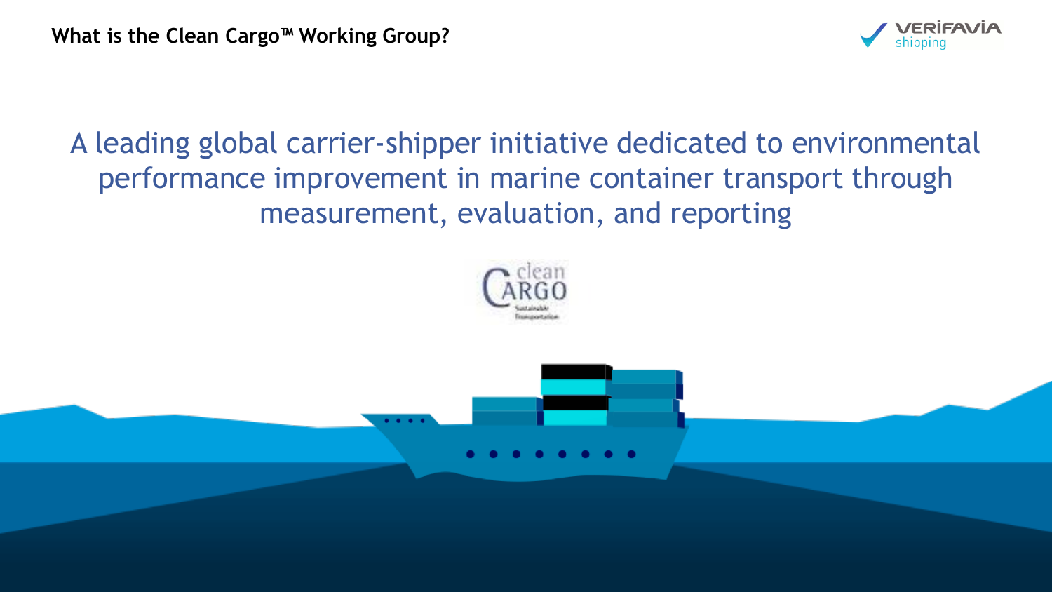# What is the Clean Cargo™ Working Group?

A leading global carrier-shipper initiative dedicated to environmental performance improvement in marine container transport through measurement, evaluation, and reporting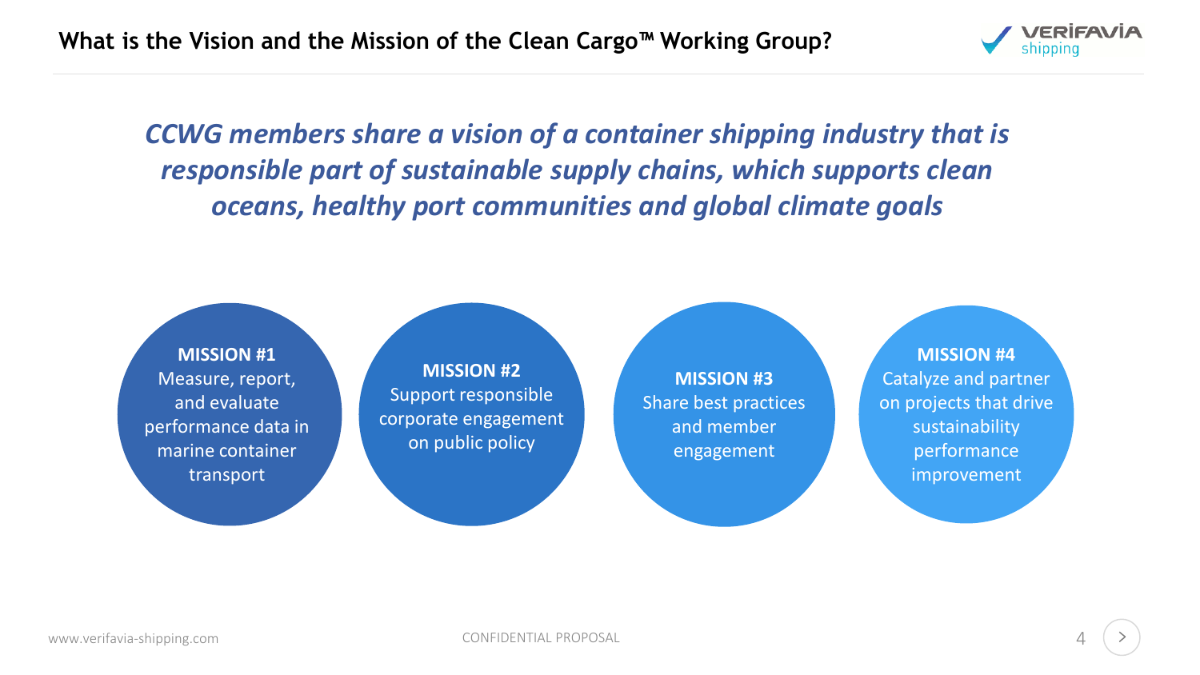# What is the Vision and the Mission of the Clean Cargo™ Working Group?

*CCWG members share a vision of a container shipping industry that is responsible part of sustainable supply chains, which supports clean oceans, healthy port communities and global climate goals*

**MISSION #1**
Measure, report, and evaluate performance data in marine container transport

**MISSION #2**
Support responsible corporate engagement on public policy

**MISSION #3**
Share best practices and member engagement

**MISSION #4**
Catalyze and partner on projects that drive sustainability performance improvement

www.verifavia-shipping.com

CONFIDENTIAL PROPOSAL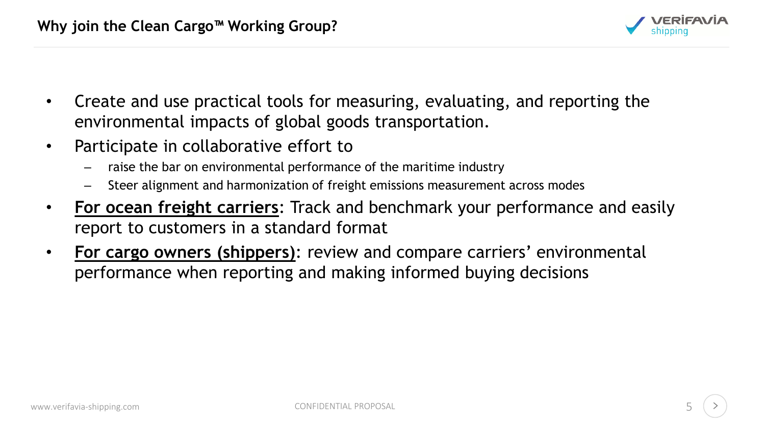# Why join the Clean Cargo™ Working Group?

- Create and use practical tools for measuring, evaluating, and reporting the environmental impacts of global goods transportation.
- Participate in collaborative effort to
  - raise the bar on environmental performance of the maritime industry
  - Steer alignment and harmonization of freight emissions measurement across modes
- **For ocean freight carriers**: Track and benchmark your performance and easily report to customers in a standard format
- **For cargo owners (shippers)**: review and compare carriers' environmental performance when reporting and making informed buying decisions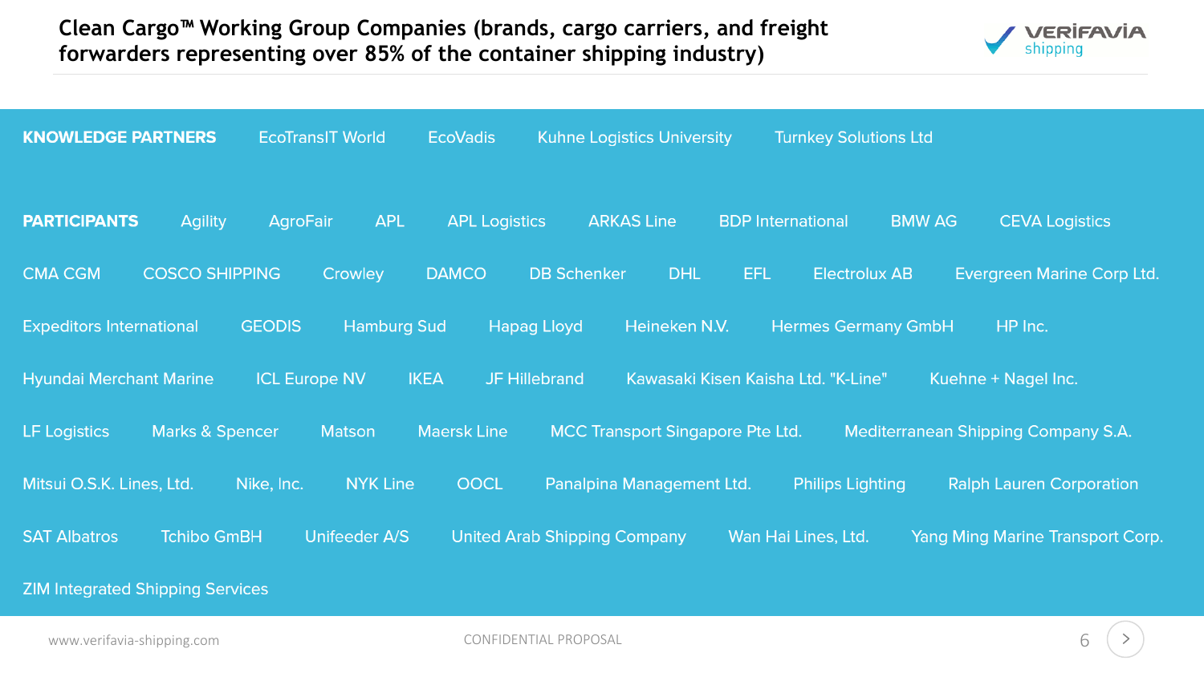# Clean Cargo™ Working Group Companies (brands, cargo carriers, and freight forwarders representing over 85% of the container shipping industry)

**KNOWLEDGE PARTNERS**

EcoTransIT World · EcoVadis · Kuhne Logistics University · Turnkey Solutions Ltd

**PARTICIPANTS**

Agility · AgroFair · APL · APL Logistics · ARKAS Line · BDP International · BMW AG · CEVA Logistics · CMA CGM · COSCO SHIPPING · Crowley · DAMCO · DB Schenker · DHL · EFL · Electrolux AB · Evergreen Marine Corp Ltd. · Expeditors International · GEODIS · Hamburg Sud · Hapag Lloyd · Heineken N.V. · Hermes Germany GmbH · HP Inc. · Hyundai Merchant Marine · ICL Europe NV · IKEA · JF Hillebrand · Kawasaki Kisen Kaisha Ltd. "K-Line" · Kuehne + Nagel Inc. · LF Logistics · Marks & Spencer · Matson · Maersk Line · MCC Transport Singapore Pte Ltd. · Mediterranean Shipping Company S.A. · Mitsui O.S.K. Lines, Ltd. · Nike, Inc. · NYK Line · OOCL · Panalpina Management Ltd. · Philips Lighting · Ralph Lauren Corporation · SAT Albatros · Tchibo GmbH · Unifeeder A/S · United Arab Shipping Company · Wan Hai Lines, Ltd. · Yang Ming Marine Transport Corp. · ZIM Integrated Shipping Services

CONFIDENTIAL PROPOSAL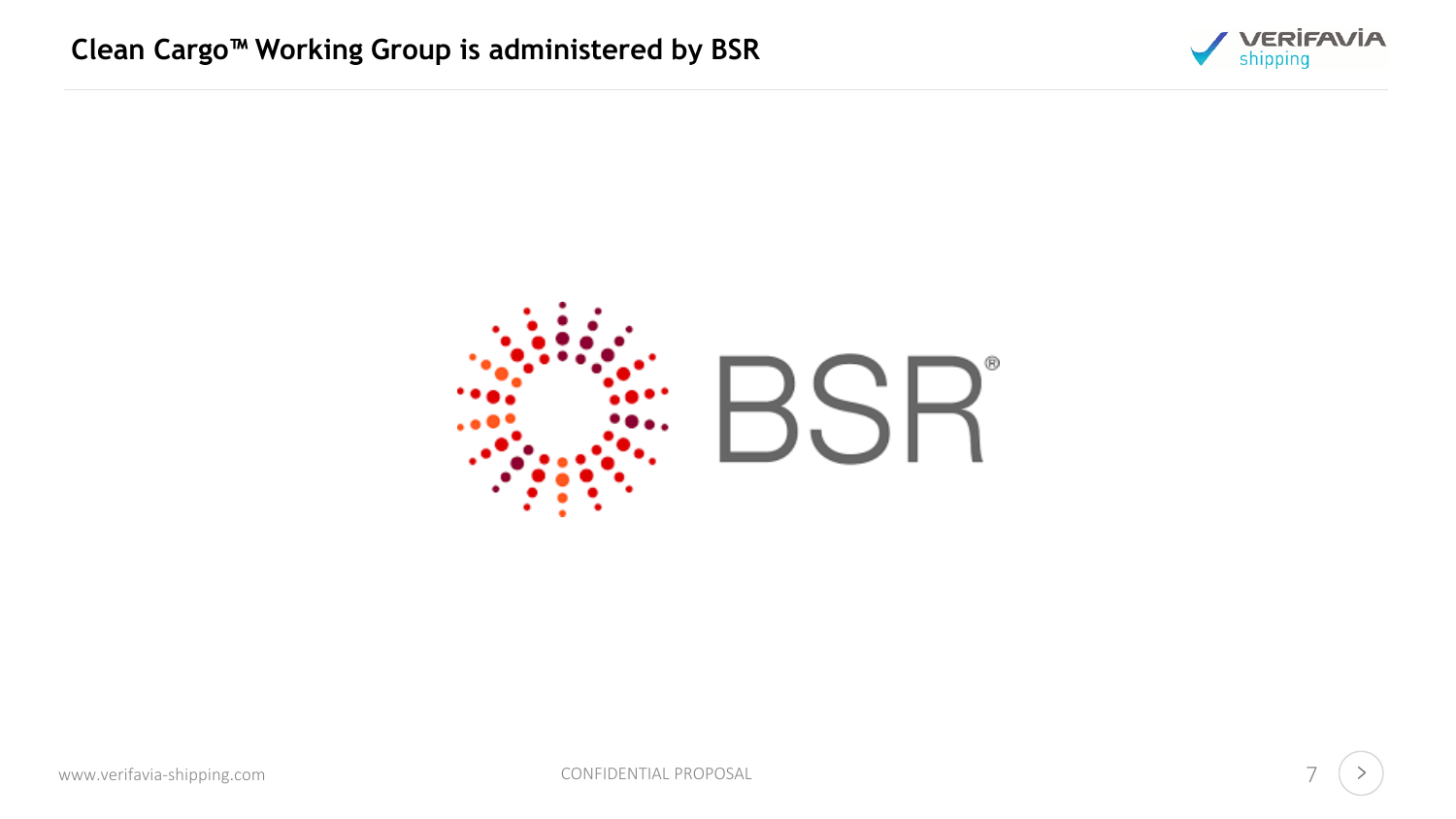# Clean Cargo™ Working Group is administered by BSR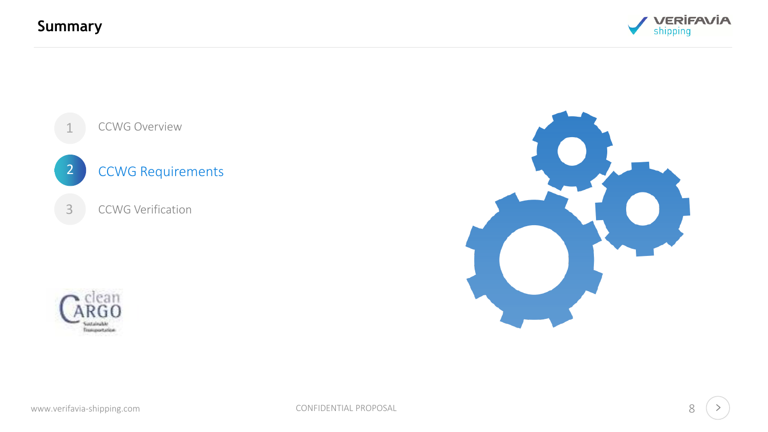# Summary

1. CCWG Overview
2. **CCWG Requirements**
3. CCWG Verification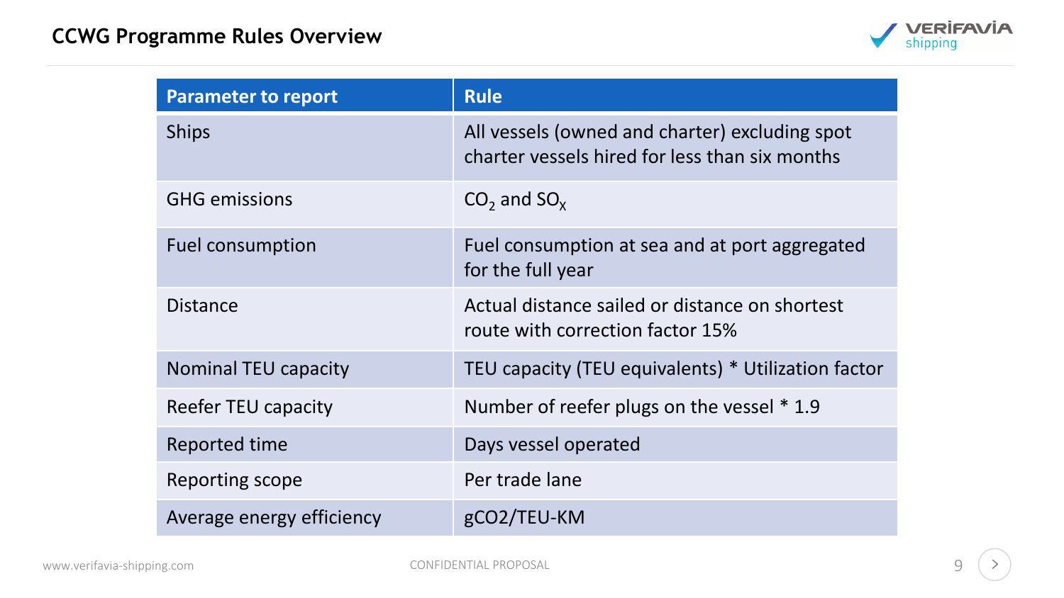# CCWG Programme Rules Overview

| Parameter to report | Rule |
| --- | --- |
| Ships | All vessels (owned and charter) excluding spot charter vessels hired for less than six months |
| GHG emissions | $CO_2$ and $SO_X$ |
| Fuel consumption | Fuel consumption at sea and at port aggregated for the full year |
| Distance | Actual distance sailed or distance on shortest route with correction factor 15% |
| Nominal TEU capacity | TEU capacity (TEU equivalents) * Utilization factor |
| Reefer TEU capacity | Number of reefer plugs on the vessel * 1.9 |
| Reported time | Days vessel operated |
| Reporting scope | Per trade lane |
| Average energy efficiency | gCO2/TEU-KM |

CONFIDENTIAL PROPOSAL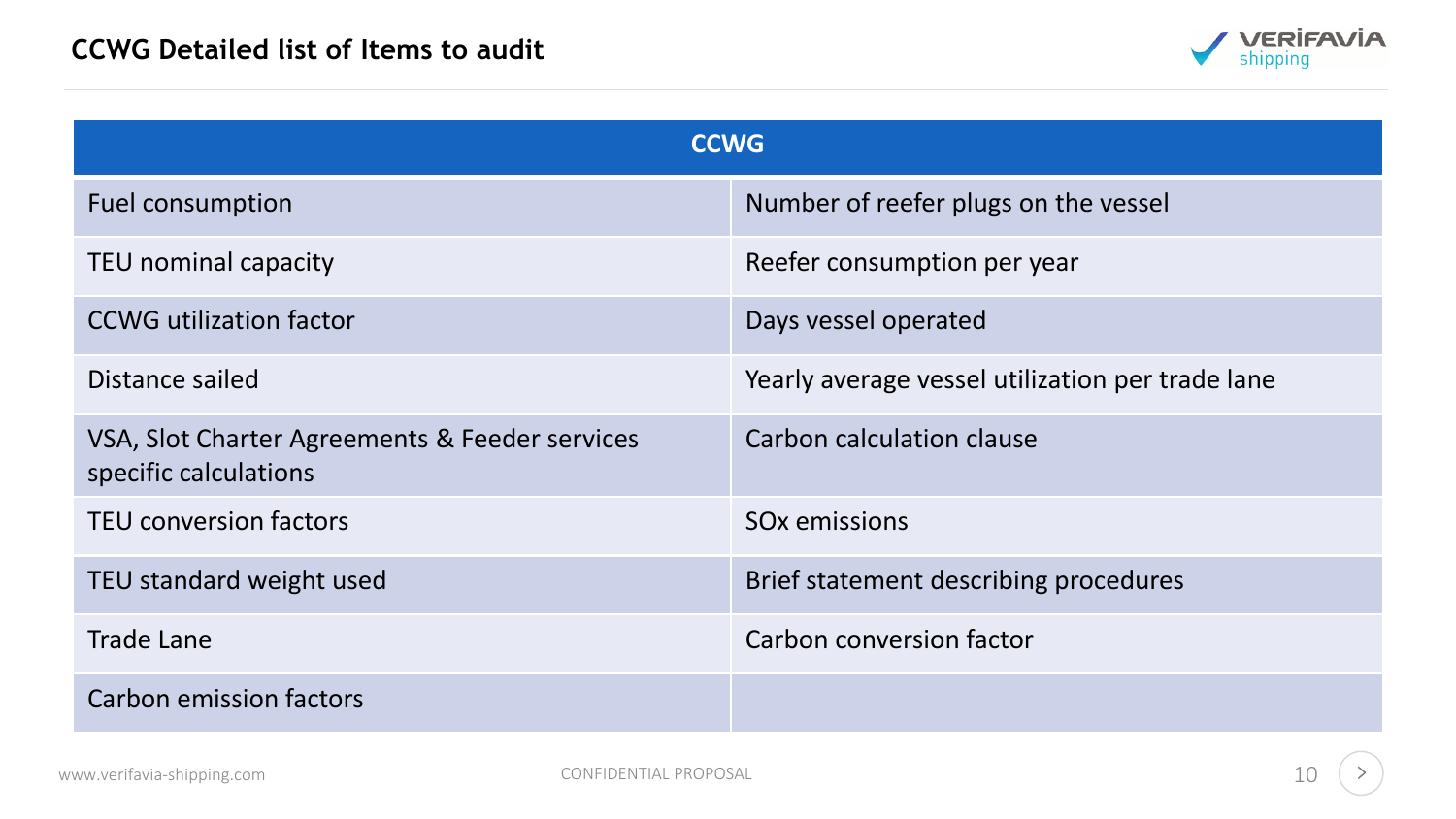# CCWG Detailed list of Items to audit

| CCWG | |
|---|---|
| Fuel consumption | Number of reefer plugs on the vessel |
| TEU nominal capacity | Reefer consumption per year |
| CCWG utilization factor | Days vessel operated |
| Distance sailed | Yearly average vessel utilization per trade lane |
| VSA, Slot Charter Agreements & Feeder services specific calculations | Carbon calculation clause |
| TEU conversion factors | SOx emissions |
| TEU standard weight used | Brief statement describing procedures |
| Trade Lane | Carbon conversion factor |
| Carbon emission factors | |

www.verifavia-shipping.com

CONFIDENTIAL PROPOSAL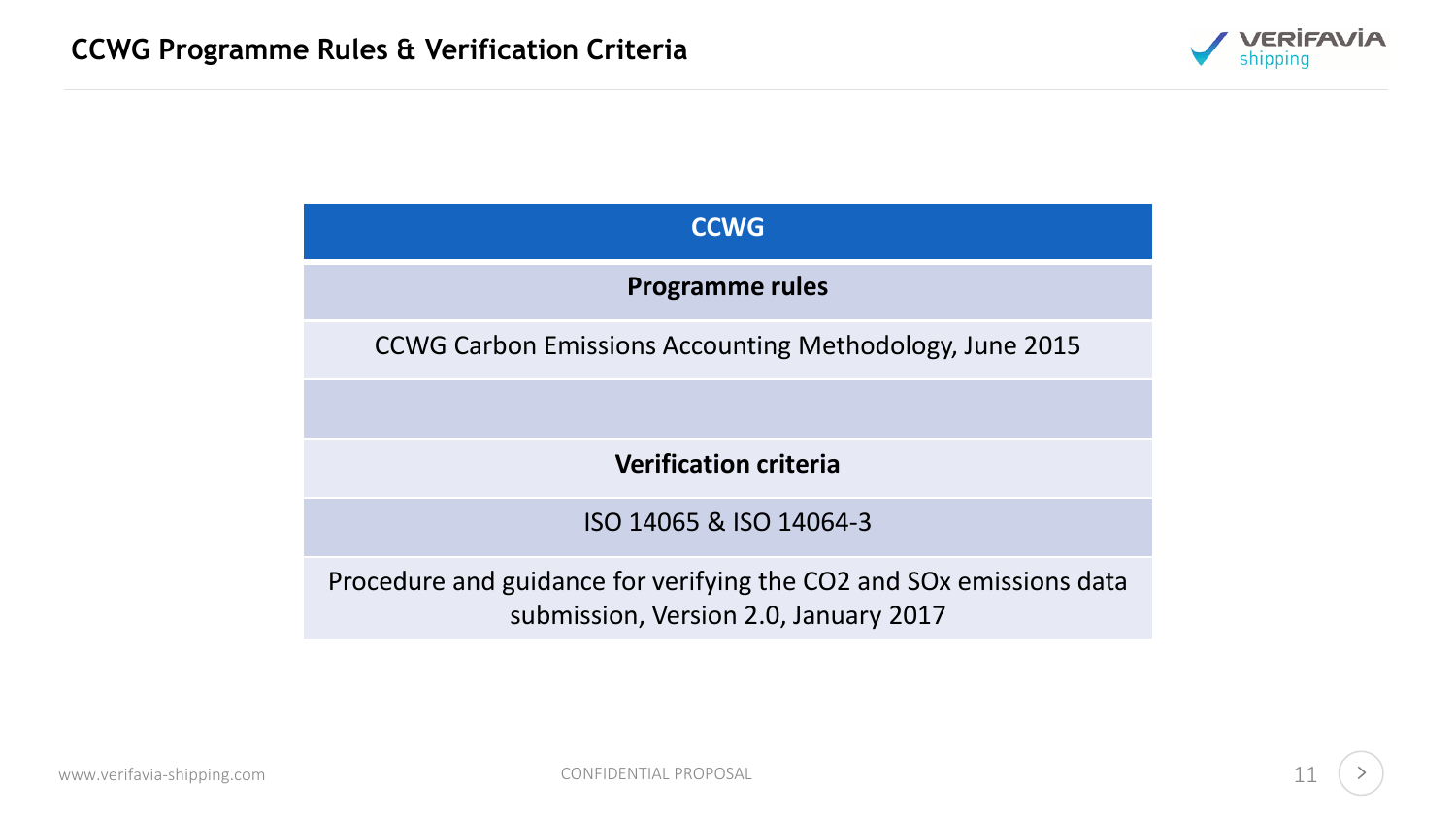# CCWG Programme Rules & Verification Criteria

| CCWG |
| --- |
| **Programme rules** |
| CCWG Carbon Emissions Accounting Methodology, June 2015 |
| |
| **Verification criteria** |
| ISO 14065 & ISO 14064-3 |
| Procedure and guidance for verifying the $CO_2$ and $SO_x$ emissions data submission, Version 2.0, January 2017 |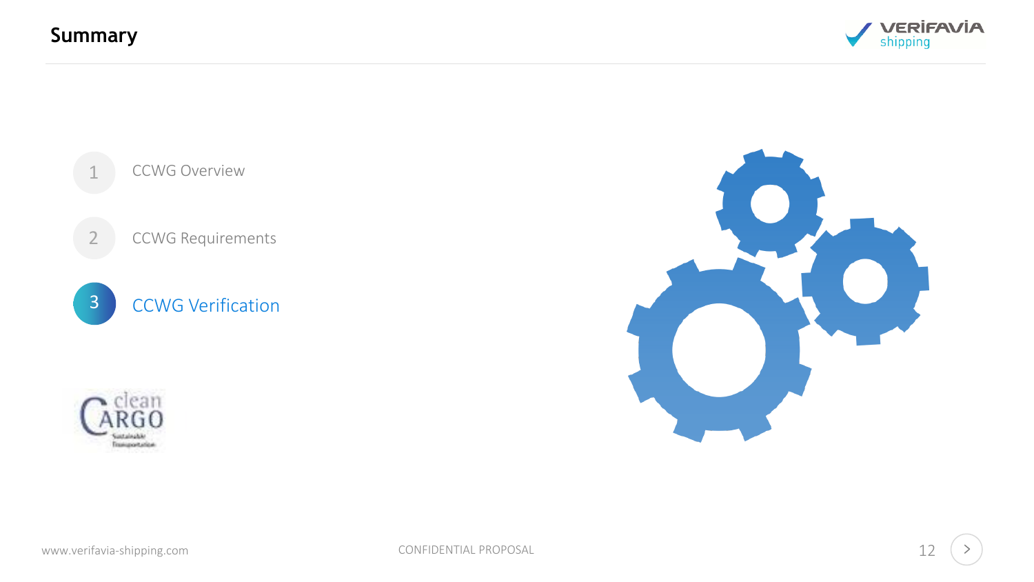# Summary

1. CCWG Overview
2. CCWG Requirements
3. **CCWG Verification**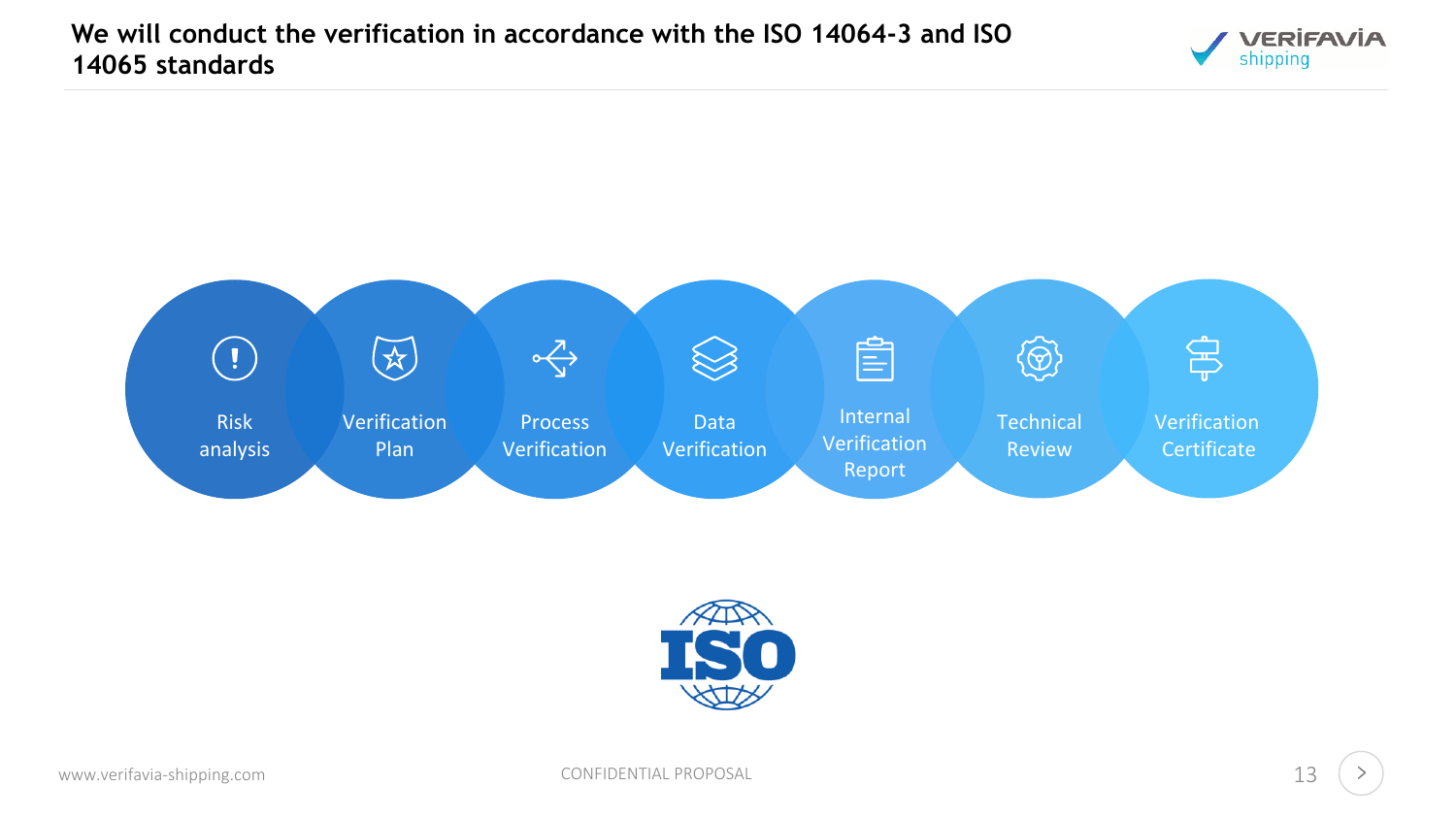# We will conduct the verification in accordance with the ISO 14064-3 and ISO 14065 standards

1. Risk analysis
2. Verification Plan
3. Process Verification
4. Data Verification
5. Internal Verification Report
6. Technical Review
7. Verification Certificate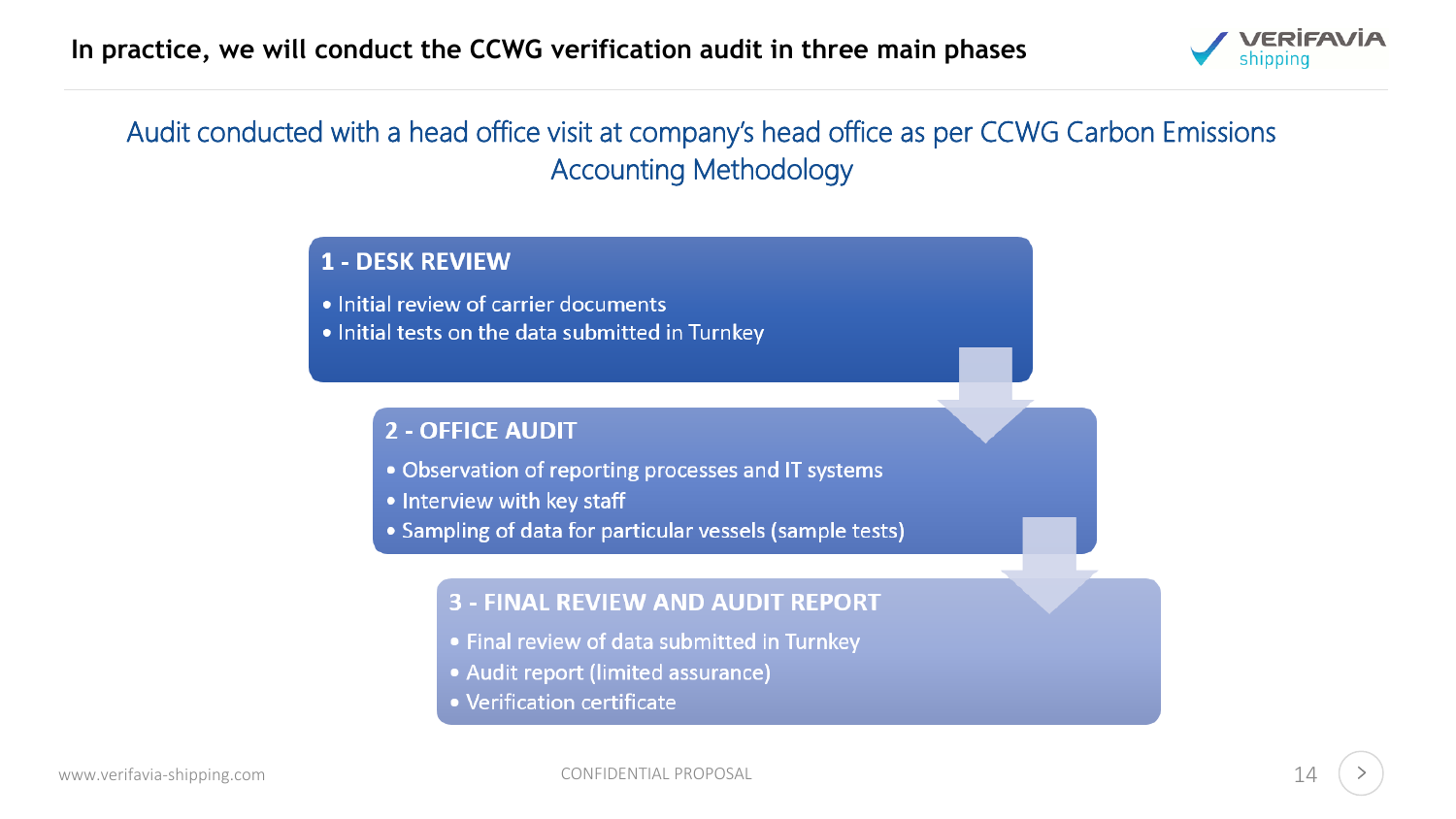# In practice, we will conduct the CCWG verification audit in three main phases

Audit conducted with a head office visit at company's head office as per CCWG Carbon Emissions Accounting Methodology

### 1 - DESK REVIEW

- Initial review of carrier documents
- Initial tests on the data submitted in Turnkey

### 2 - OFFICE AUDIT

- Observation of reporting processes and IT systems
- Interview with key staff
- Sampling of data for particular vessels (sample tests)

### 3 - FINAL REVIEW AND AUDIT REPORT

- Final review of data submitted in Turnkey
- Audit report (limited assurance)
- Verification certificate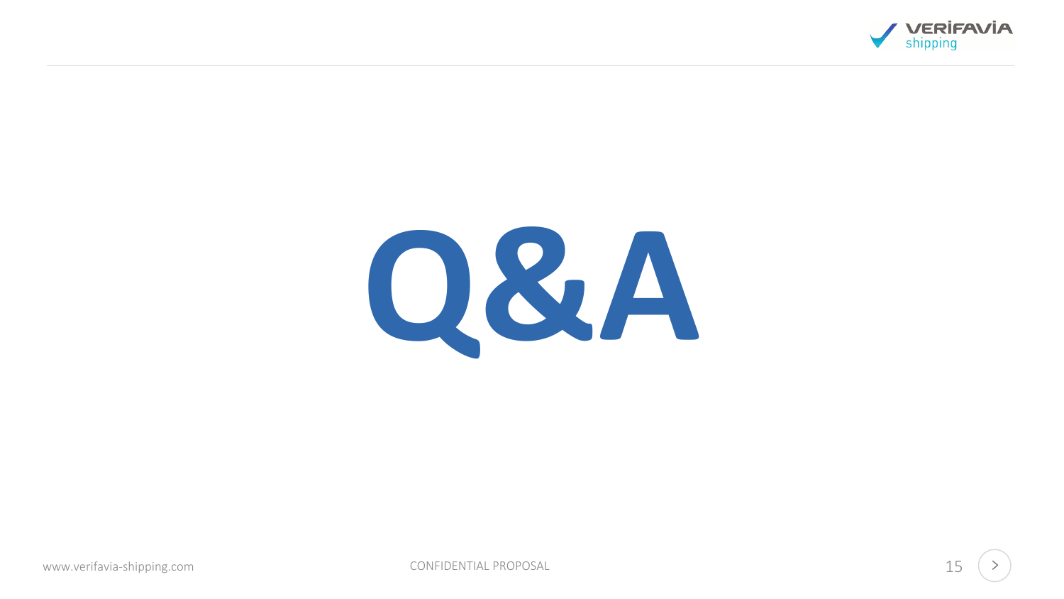# Q&A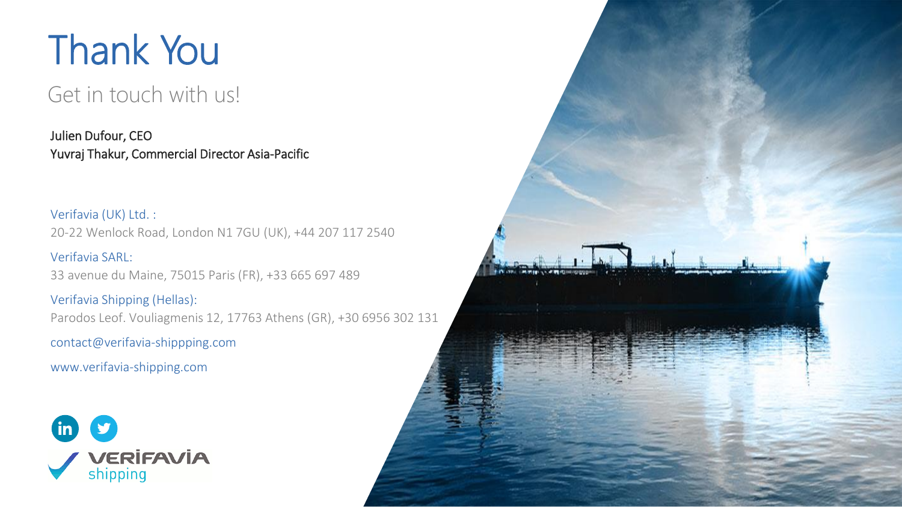# Thank You

Get in touch with us!

Julien Dufour, CEO
Yuvraj Thakur, Commercial Director Asia-Pacific

Verifavia (UK) Ltd. :
20-22 Wenlock Road, London N1 7GU (UK), +44 207 117 2540

Verifavia SARL:
33 avenue du Maine, 75015 Paris (FR), +33 665 697 489

Verifavia Shipping (Hellas):
Parodos Leof. Vouliagmenis 12, 17763 Athens (GR), +30 6956 302 131

contact@verifavia-shippping.com

www.verifavia-shipping.com

VERIFAVIA shipping